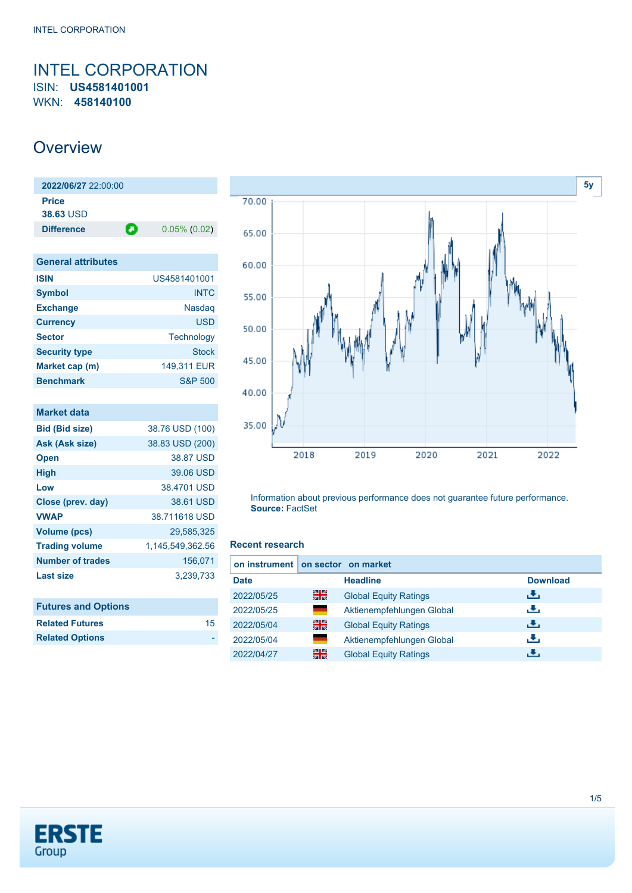# INTEL CORPORATION

ISIN: **US4581401001**
WKN: **458140100**

## Overview

| 2022/06/27 22:00:00 | |
|---|---|
| **Price** 38.63 USD | |
| **Difference** | 0.05% (0.02) |

| General attributes | |
|---|---|
| **ISIN** | US4581401001 |
| **Symbol** | INTC |
| **Exchange** | Nasdaq |
| **Currency** | USD |
| **Sector** | Technology |
| **Security type** | Stock |
| **Market cap (m)** | 149,311 EUR |
| **Benchmark** | S&P 500 |

| Market data | |
|---|---|
| **Bid (Bid size)** | 38.76 USD (100) |
| **Ask (Ask size)** | 38.83 USD (200) |
| **Open** | 38.87 USD |
| **High** | 39.06 USD |
| **Low** | 38.4701 USD |
| **Close (prev. day)** | 38.61 USD |
| **VWAP** | 38.711618 USD |
| **Volume (pcs)** | 29,585,325 |
| **Trading volume** | 1,145,549,362.56 |
| **Number of trades** | 156,071 |
| **Last size** | 3,239,733 |

| Futures and Options | |
|---|---|
| **Related Futures** | 15 |
| **Related Options** | - |

Information about previous performance does not guarantee future performance.
**Source:** FactSet

### Recent research

**on instrument** | on sector | on market

| Date | | Headline | Download |
|---|---|---|---|
| 2022/05/25 | | Global Equity Ratings | |
| 2022/05/25 | | Aktienempfehlungen Global | |
| 2022/05/04 | | Global Equity Ratings | |
| 2022/05/04 | | Aktienempfehlungen Global | |
| 2022/04/27 | | Global Equity Ratings | |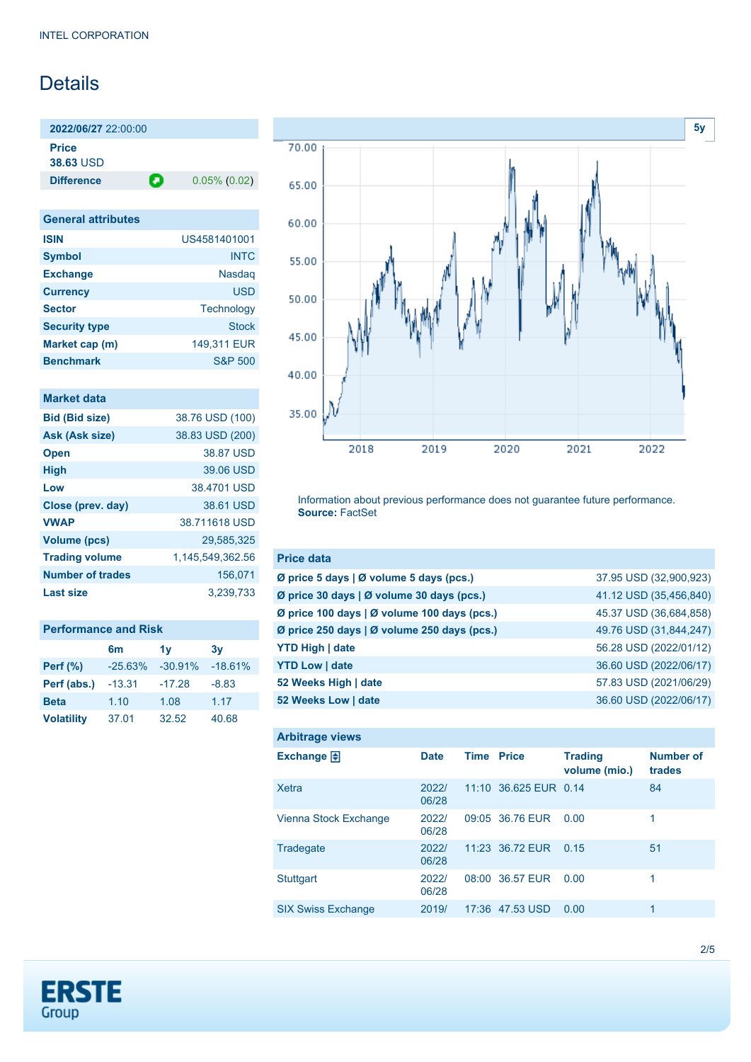INTEL CORPORATION

# Details

| 2022/06/27 22:00:00 | |
|---|---|
| **Price** 38.63 USD | |
| **Difference** | 0.05% (0.02) |

| General attributes | |
|---|---|
| **ISIN** | US4581401001 |
| **Symbol** | INTC |
| **Exchange** | Nasdaq |
| **Currency** | USD |
| **Sector** | Technology |
| **Security type** | Stock |
| **Market cap (m)** | 149,311 EUR |
| **Benchmark** | S&P 500 |

| Market data | |
|---|---|
| **Bid (Bid size)** | 38.76 USD (100) |
| **Ask (Ask size)** | 38.83 USD (200) |
| **Open** | 38.87 USD |
| **High** | 39.06 USD |
| **Low** | 38.4701 USD |
| **Close (prev. day)** | 38.61 USD |
| **VWAP** | 38.711618 USD |
| **Volume (pcs)** | 29,585,325 |
| **Trading volume** | 1,145,549,362.56 |
| **Number of trades** | 156,071 |
| **Last size** | 3,239,733 |

**Performance and Risk**

| | 6m | 1y | 3y |
|---|---|---|---|
| **Perf (%)** | -25.63% | -30.91% | -18.61% |
| **Perf (abs.)** | -13.31 | -17.28 | -8.83 |
| **Beta** | 1.10 | 1.08 | 1.17 |
| **Volatility** | 37.01 | 32.52 | 40.68 |

Information about previous performance does not guarantee future performance.
**Source:** FactSet

| Price data | |
|---|---|
| **Ø price 5 days \| Ø volume 5 days (pcs.)** | 37.95 USD (32,900,923) |
| **Ø price 30 days \| Ø volume 30 days (pcs.)** | 41.12 USD (35,456,840) |
| **Ø price 100 days \| Ø volume 100 days (pcs.)** | 45.37 USD (36,684,858) |
| **Ø price 250 days \| Ø volume 250 days (pcs.)** | 49.76 USD (31,844,247) |
| **YTD High \| date** | 56.28 USD (2022/01/12) |
| **YTD Low \| date** | 36.60 USD (2022/06/17) |
| **52 Weeks High \| date** | 57.83 USD (2021/06/29) |
| **52 Weeks Low \| date** | 36.60 USD (2022/06/17) |

**Arbitrage views**

| Exchange | Date | Time | Price | Trading volume (mio.) | Number of trades |
|---|---|---|---|---|---|
| Xetra | 2022/06/28 | 11:10 | 36.625 EUR | 0.14 | 84 |
| Vienna Stock Exchange | 2022/06/28 | 09:05 | 36.76 EUR | 0.00 | 1 |
| Tradegate | 2022/06/28 | 11:23 | 36.72 EUR | 0.15 | 51 |
| Stuttgart | 2022/06/28 | 08:00 | 36.57 EUR | 0.00 | 1 |
| SIX Swiss Exchange | 2019/ | 17:36 | 47.53 USD | 0.00 | 1 |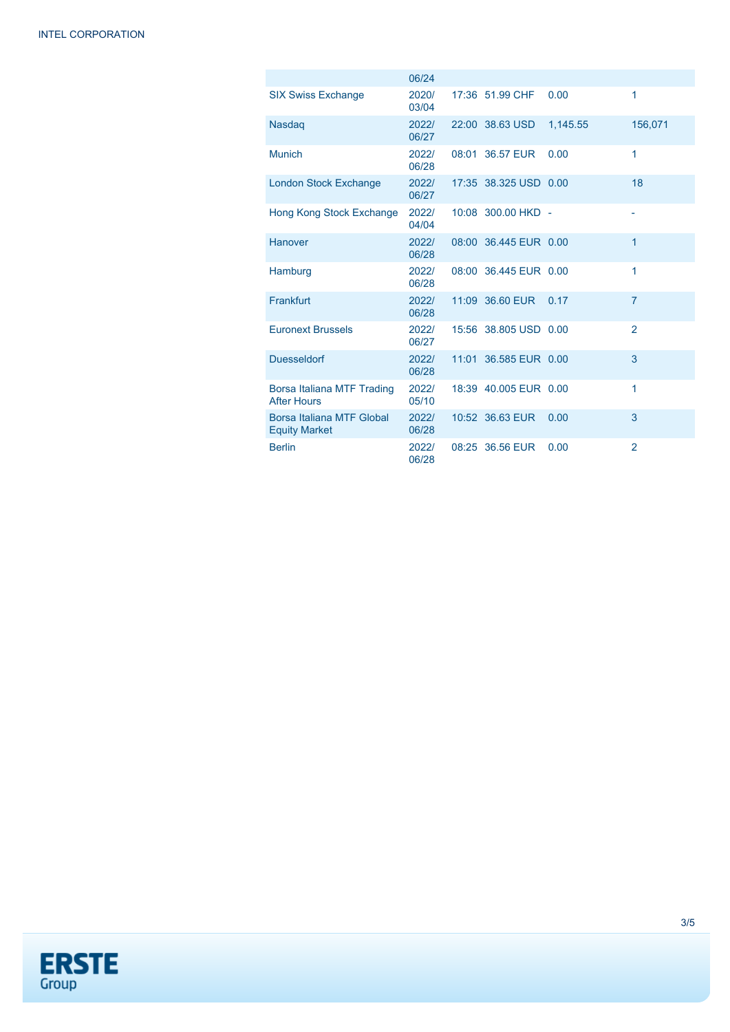|  | 06/24 |  |  |  |  |
|---|---|---|---|---|---|
| SIX Swiss Exchange | 2020/03/04 | 17:36 | 51.99 CHF | 0.00 | 1 |
| Nasdaq | 2022/06/27 | 22:00 | 38.63 USD | 1,145.55 | 156,071 |
| Munich | 2022/06/28 | 08:01 | 36.57 EUR | 0.00 | 1 |
| London Stock Exchange | 2022/06/27 | 17:35 | 38.325 USD | 0.00 | 18 |
| Hong Kong Stock Exchange | 2022/04/04 | 10:08 | 300.00 HKD | - | - |
| Hanover | 2022/06/28 | 08:00 | 36.445 EUR | 0.00 | 1 |
| Hamburg | 2022/06/28 | 08:00 | 36.445 EUR | 0.00 | 1 |
| Frankfurt | 2022/06/28 | 11:09 | 36.60 EUR | 0.17 | 7 |
| Euronext Brussels | 2022/06/27 | 15:56 | 38.805 USD | 0.00 | 2 |
| Duesseldorf | 2022/06/28 | 11:01 | 36.585 EUR | 0.00 | 3 |
| Borsa Italiana MTF Trading After Hours | 2022/05/10 | 18:39 | 40.005 EUR | 0.00 | 1 |
| Borsa Italiana MTF Global Equity Market | 2022/06/28 | 10:52 | 36.63 EUR | 0.00 | 3 |
| Berlin | 2022/06/28 | 08:25 | 36.56 EUR | 0.00 | 2 |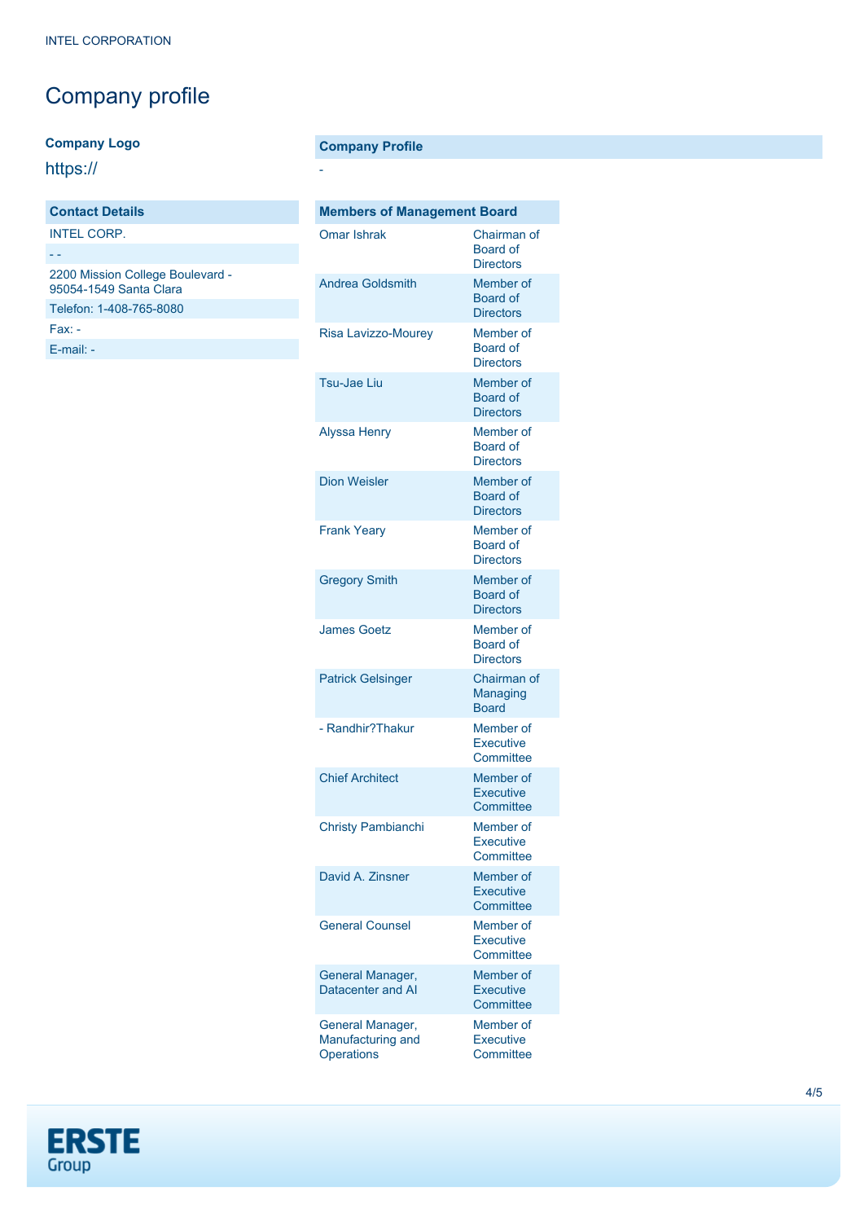# Company profile

**Company Logo**

https://

| Contact Details |
|---|
| INTEL CORP. |
| - - |
| 2200 Mission College Boulevard - 95054-1549 Santa Clara |
| Telefon: 1-408-765-8080 |
| Fax: - |
| E-mail: - |

**Company Profile**

-

| Members of Management Board | |
|---|---|
| Omar Ishrak | Chairman of Board of Directors |
| Andrea Goldsmith | Member of Board of Directors |
| Risa Lavizzo-Mourey | Member of Board of Directors |
| Tsu-Jae Liu | Member of Board of Directors |
| Alyssa Henry | Member of Board of Directors |
| Dion Weisler | Member of Board of Directors |
| Frank Yeary | Member of Board of Directors |
| Gregory Smith | Member of Board of Directors |
| James Goetz | Member of Board of Directors |
| Patrick Gelsinger | Chairman of Managing Board |
| - Randhir?Thakur | Member of Executive Committee |
| Chief Architect | Member of Executive Committee |
| Christy Pambianchi | Member of Executive Committee |
| David A. Zinsner | Member of Executive Committee |
| General Counsel | Member of Executive Committee |
| General Manager, Datacenter and AI | Member of Executive Committee |
| General Manager, Manufacturing and Operations | Member of Executive Committee |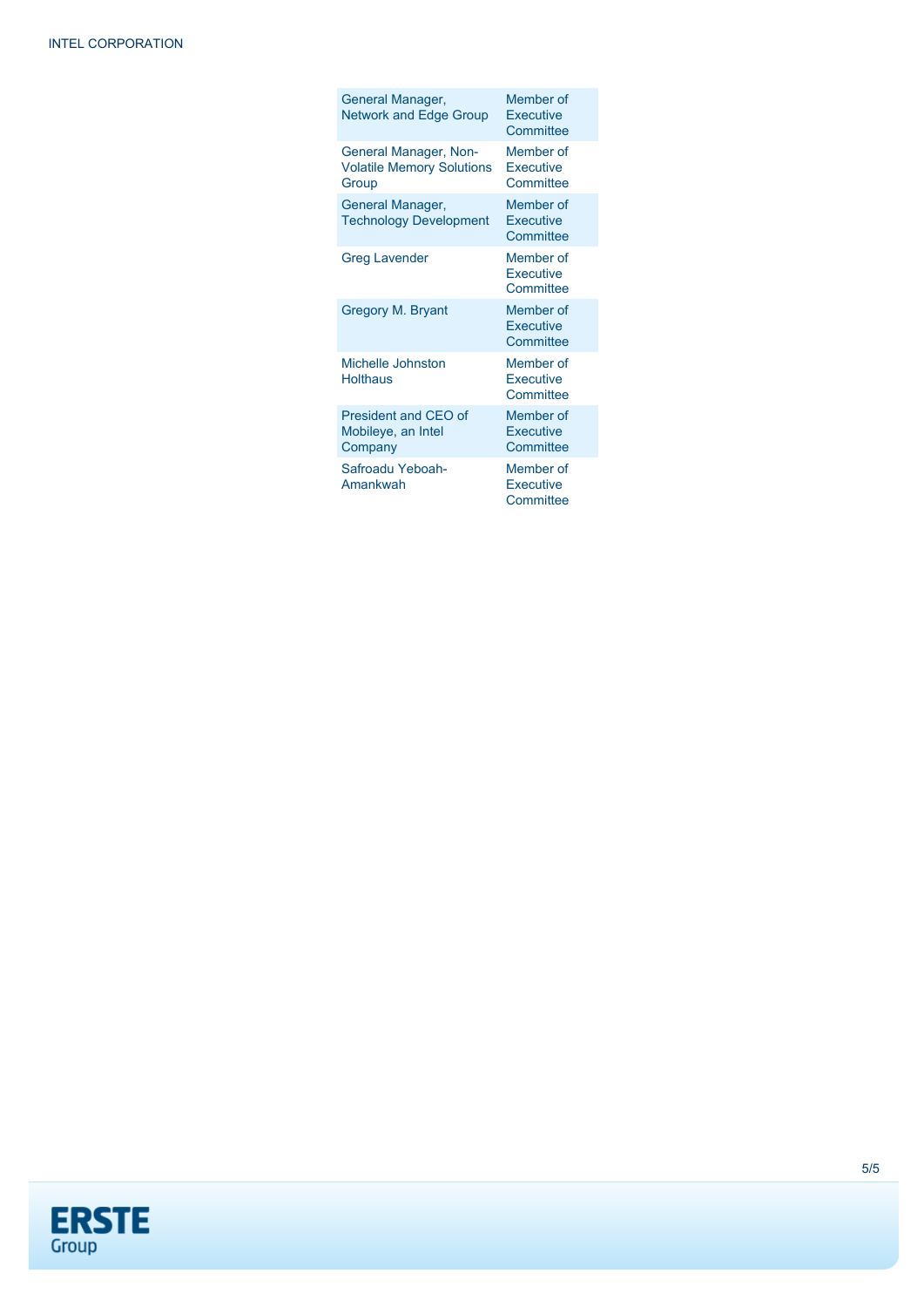| | |
|---|---|
| General Manager, Network and Edge Group | Member of Executive Committee |
| General Manager, Non-Volatile Memory Solutions Group | Member of Executive Committee |
| General Manager, Technology Development | Member of Executive Committee |
| Greg Lavender | Member of Executive Committee |
| Gregory M. Bryant | Member of Executive Committee |
| Michelle Johnston Holthaus | Member of Executive Committee |
| President and CEO of Mobileye, an Intel Company | Member of Executive Committee |
| Safroadu Yeboah-Amankwah | Member of Executive Committee |